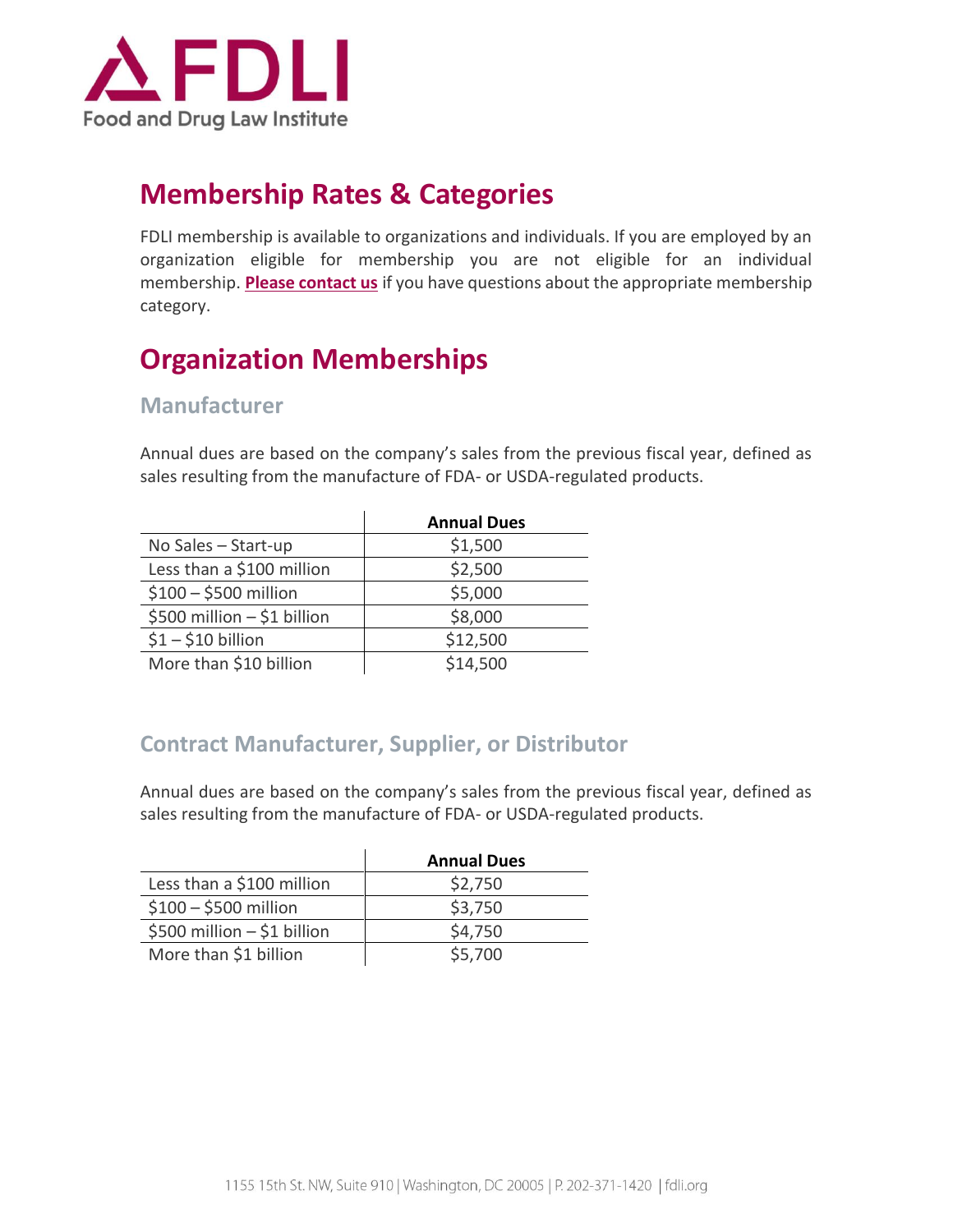# Membership Rates & Categories

FDLI membership is available to organizations and individuals. If you are employed by an organization eligible for membership you are not eligible for an individual membership. **Please contact us** if you have questions about the appropriate membership category.

# Organization Memberships

## Manufacturer

Annual dues are based on the company's sales from the previous fiscal year, defined as sales resulting from the manufacture of FDA- or USDA-regulated products.

| | Annual Dues |
|---|---|
| No Sales – Start-up | $1,500 |
| Less than a $100 million | $2,500 |
| $100 – $500 million | $5,000 |
| $500 million – $1 billion | $8,000 |
| $1 – $10 billion | $12,500 |
| More than $10 billion | $14,500 |

## Contract Manufacturer, Supplier, or Distributor

Annual dues are based on the company's sales from the previous fiscal year, defined as sales resulting from the manufacture of FDA- or USDA-regulated products.

| | Annual Dues |
|---|---|
| Less than a $100 million | $2,750 |
| $100 – $500 million | $3,750 |
| $500 million – $1 billion | $4,750 |
| More than $1 billion | $5,700 |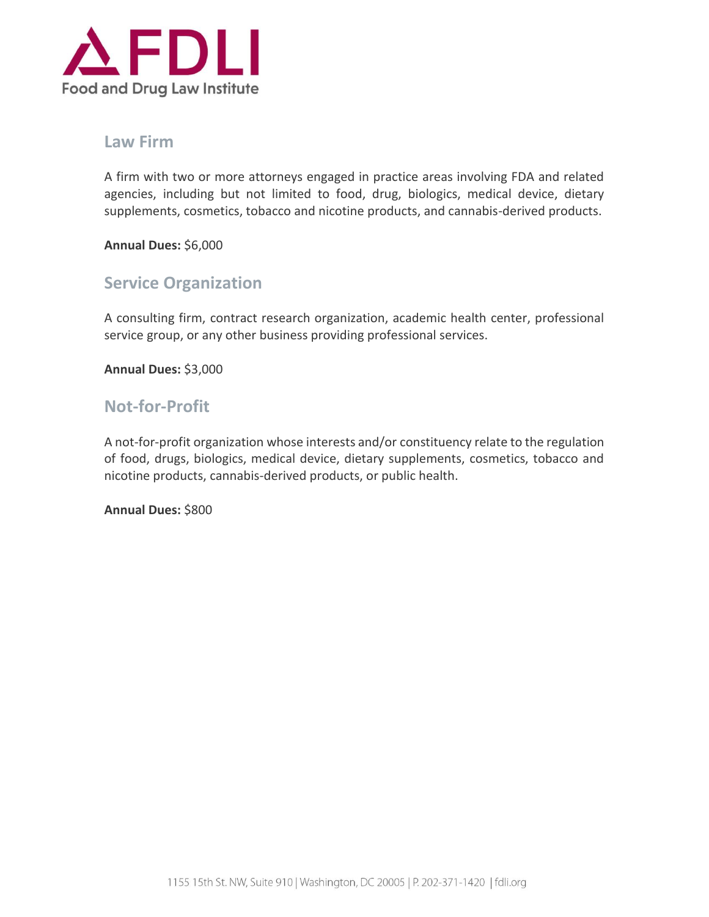## Law Firm

A firm with two or more attorneys engaged in practice areas involving FDA and related agencies, including but not limited to food, drug, biologics, medical device, dietary supplements, cosmetics, tobacco and nicotine products, and cannabis-derived products.

**Annual Dues:** $6,000

## Service Organization

A consulting firm, contract research organization, academic health center, professional service group, or any other business providing professional services.

**Annual Dues:** $3,000

## Not-for-Profit

A not-for-profit organization whose interests and/or constituency relate to the regulation of food, drugs, biologics, medical device, dietary supplements, cosmetics, tobacco and nicotine products, cannabis-derived products, or public health.

**Annual Dues:** $800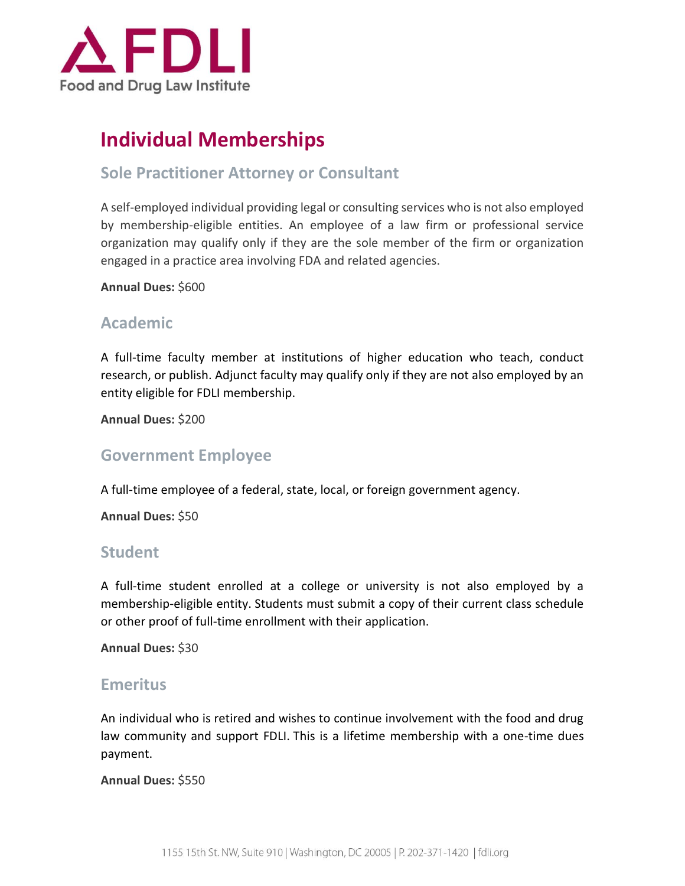# Individual Memberships

## Sole Practitioner Attorney or Consultant

A self-employed individual providing legal or consulting services who is not also employed by membership-eligible entities. An employee of a law firm or professional service organization may qualify only if they are the sole member of the firm or organization engaged in a practice area involving FDA and related agencies.

**Annual Dues:** $600

## Academic

A full-time faculty member at institutions of higher education who teach, conduct research, or publish. Adjunct faculty may qualify only if they are not also employed by an entity eligible for FDLI membership.

**Annual Dues:** $200

## Government Employee

A full-time employee of a federal, state, local, or foreign government agency.

**Annual Dues:** $50

## Student

A full-time student enrolled at a college or university is not also employed by a membership-eligible entity. Students must submit a copy of their current class schedule or other proof of full-time enrollment with their application.

**Annual Dues:** $30

## Emeritus

An individual who is retired and wishes to continue involvement with the food and drug law community and support FDLI. This is a lifetime membership with a one-time dues payment.

**Annual Dues:** $550